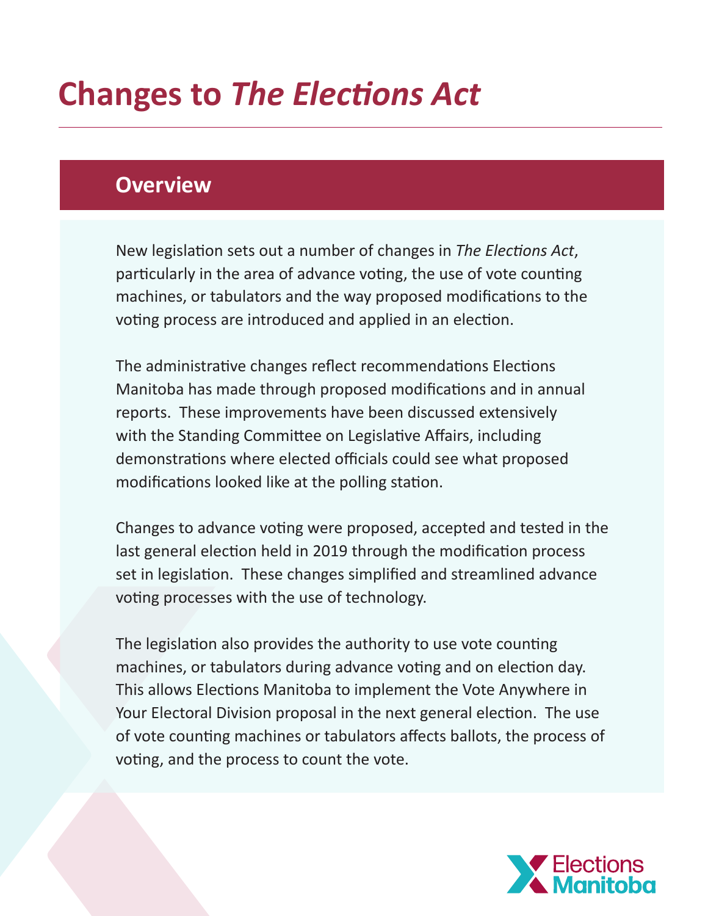# Changes to *The Elections Act*

## Overview

New legislation sets out a number of changes in *The Elections Act*, particularly in the area of advance voting, the use of vote counting machines, or tabulators and the way proposed modifications to the voting process are introduced and applied in an election.

The administrative changes reflect recommendations Elections Manitoba has made through proposed modifications and in annual reports. These improvements have been discussed extensively with the Standing Committee on Legislative Affairs, including demonstrations where elected officials could see what proposed modifications looked like at the polling station.

Changes to advance voting were proposed, accepted and tested in the last general election held in 2019 through the modification process set in legislation. These changes simplified and streamlined advance voting processes with the use of technology.

The legislation also provides the authority to use vote counting machines, or tabulators during advance voting and on election day. This allows Elections Manitoba to implement the Vote Anywhere in Your Electoral Division proposal in the next general election. The use of vote counting machines or tabulators affects ballots, the process of voting, and the process to count the vote.

Elections Manitoba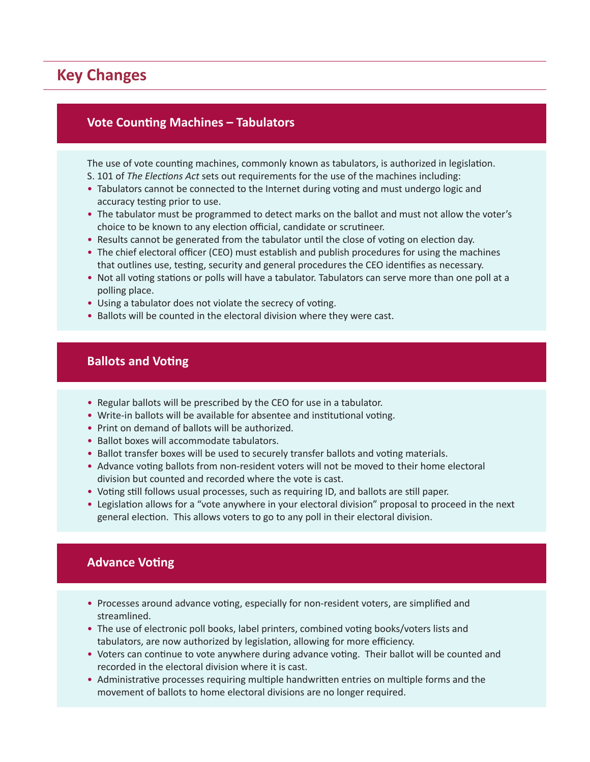## Key Changes

### Vote Counting Machines – Tabulators

The use of vote counting machines, commonly known as tabulators, is authorized in legislation. S. 101 of *The Elections Act* sets out requirements for the use of the machines including:

- Tabulators cannot be connected to the Internet during voting and must undergo logic and accuracy testing prior to use.
- The tabulator must be programmed to detect marks on the ballot and must not allow the voter's choice to be known to any election official, candidate or scrutineer.
- Results cannot be generated from the tabulator until the close of voting on election day.
- The chief electoral officer (CEO) must establish and publish procedures for using the machines that outlines use, testing, security and general procedures the CEO identifies as necessary.
- Not all voting stations or polls will have a tabulator. Tabulators can serve more than one poll at a polling place.
- Using a tabulator does not violate the secrecy of voting.
- Ballots will be counted in the electoral division where they were cast.

### Ballots and Voting

- Regular ballots will be prescribed by the CEO for use in a tabulator.
- Write-in ballots will be available for absentee and institutional voting.
- Print on demand of ballots will be authorized.
- Ballot boxes will accommodate tabulators.
- Ballot transfer boxes will be used to securely transfer ballots and voting materials.
- Advance voting ballots from non-resident voters will not be moved to their home electoral division but counted and recorded where the vote is cast.
- Voting still follows usual processes, such as requiring ID, and ballots are still paper.
- Legislation allows for a "vote anywhere in your electoral division" proposal to proceed in the next general election. This allows voters to go to any poll in their electoral division.

### Advance Voting

- Processes around advance voting, especially for non-resident voters, are simplified and streamlined.
- The use of electronic poll books, label printers, combined voting books/voters lists and tabulators, are now authorized by legislation, allowing for more efficiency.
- Voters can continue to vote anywhere during advance voting. Their ballot will be counted and recorded in the electoral division where it is cast.
- Administrative processes requiring multiple handwritten entries on multiple forms and the movement of ballots to home electoral divisions are no longer required.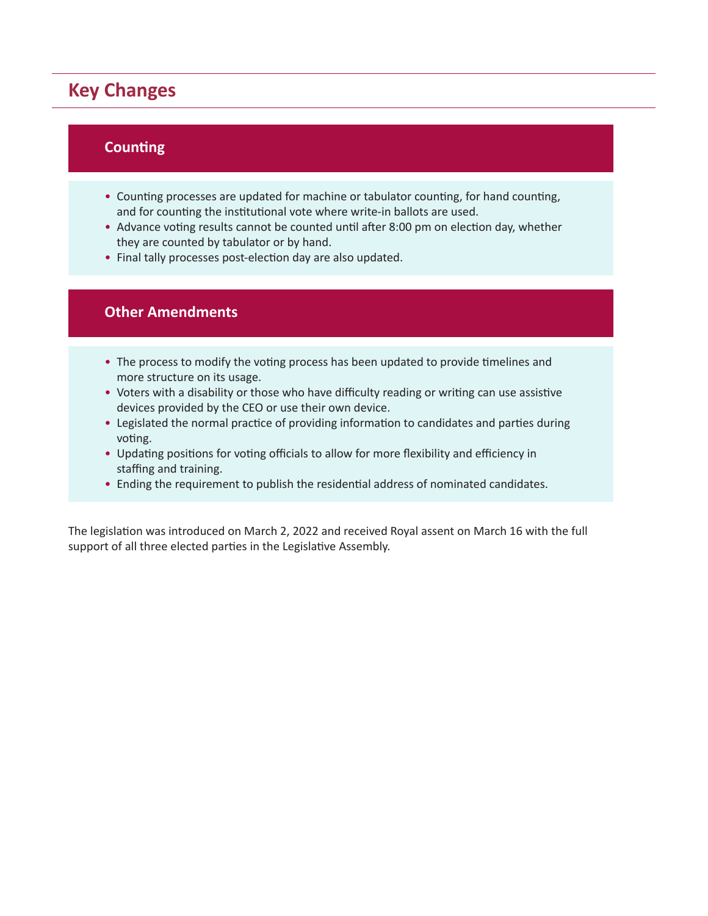## Key Changes

### Counting

- Counting processes are updated for machine or tabulator counting, for hand counting, and for counting the institutional vote where write-in ballots are used.
- Advance voting results cannot be counted until after 8:00 pm on election day, whether they are counted by tabulator or by hand.
- Final tally processes post-election day are also updated.

### Other Amendments

- The process to modify the voting process has been updated to provide timelines and more structure on its usage.
- Voters with a disability or those who have difficulty reading or writing can use assistive devices provided by the CEO or use their own device.
- Legislated the normal practice of providing information to candidates and parties during voting.
- Updating positions for voting officials to allow for more flexibility and efficiency in staffing and training.
- Ending the requirement to publish the residential address of nominated candidates.

The legislation was introduced on March 2, 2022 and received Royal assent on March 16 with the full support of all three elected parties in the Legislative Assembly.